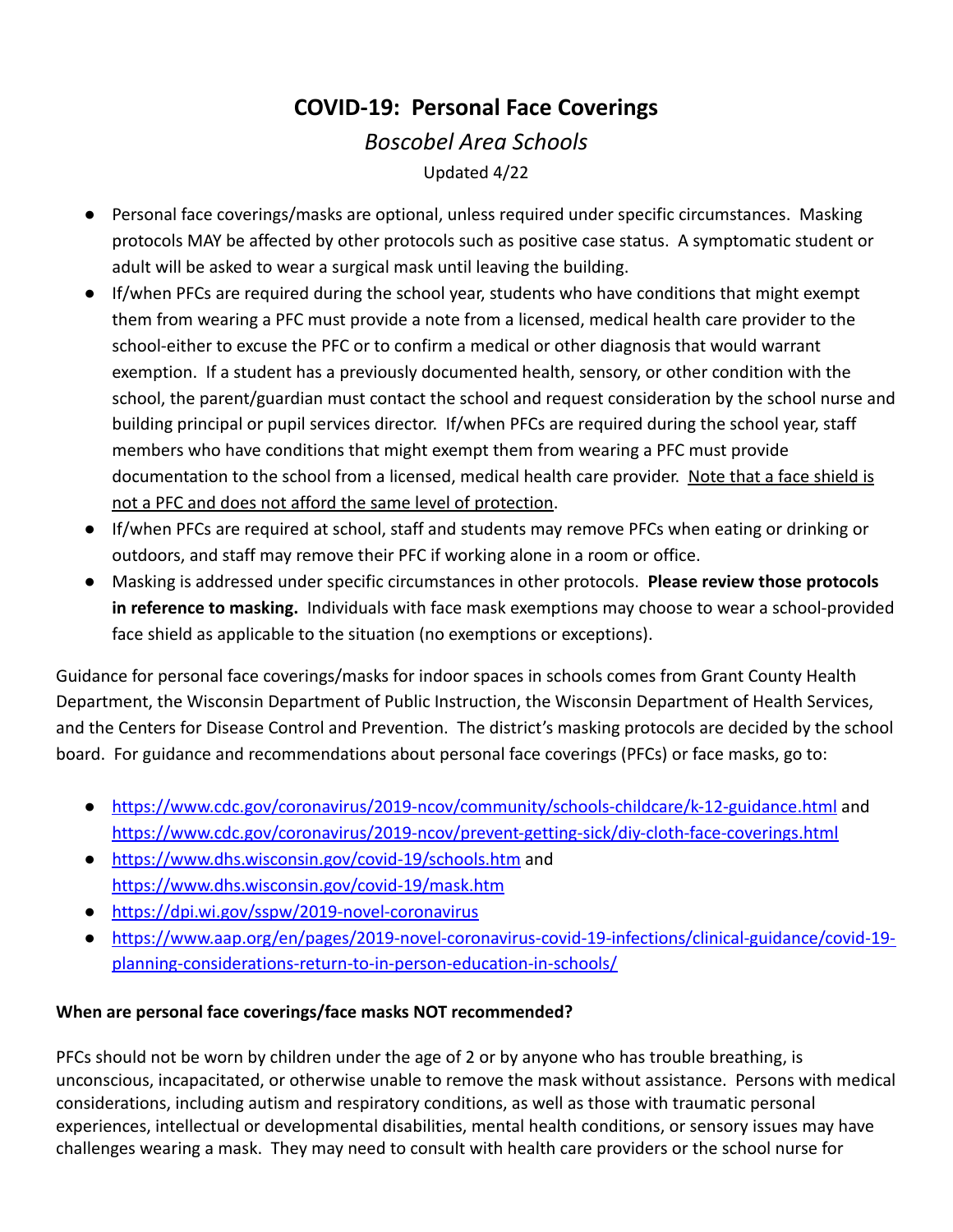# COVID-19: Personal Face Coverings

*Boscobel Area Schools*

Updated 4/22

- Personal face coverings/masks are optional, unless required under specific circumstances. Masking protocols MAY be affected by other protocols such as positive case status. A symptomatic student or adult will be asked to wear a surgical mask until leaving the building.
- If/when PFCs are required during the school year, students who have conditions that might exempt them from wearing a PFC must provide a note from a licensed, medical health care provider to the school-either to excuse the PFC or to confirm a medical or other diagnosis that would warrant exemption. If a student has a previously documented health, sensory, or other condition with the school, the parent/guardian must contact the school and request consideration by the school nurse and building principal or pupil services director. If/when PFCs are required during the school year, staff members who have conditions that might exempt them from wearing a PFC must provide documentation to the school from a licensed, medical health care provider. <u>Note that a face shield is not a PFC and does not afford the same level of protection</u>.
- If/when PFCs are required at school, staff and students may remove PFCs when eating or drinking or outdoors, and staff may remove their PFC if working alone in a room or office.
- Masking is addressed under specific circumstances in other protocols. **Please review those protocols in reference to masking.** Individuals with face mask exemptions may choose to wear a school-provided face shield as applicable to the situation (no exemptions or exceptions).

Guidance for personal face coverings/masks for indoor spaces in schools comes from Grant County Health Department, the Wisconsin Department of Public Instruction, the Wisconsin Department of Health Services, and the Centers for Disease Control and Prevention. The district's masking protocols are decided by the school board. For guidance and recommendations about personal face coverings (PFCs) or face masks, go to:

- https://www.cdc.gov/coronavirus/2019-ncov/community/schools-childcare/k-12-guidance.html and https://www.cdc.gov/coronavirus/2019-ncov/prevent-getting-sick/diy-cloth-face-coverings.html
- https://www.dhs.wisconsin.gov/covid-19/schools.htm and https://www.dhs.wisconsin.gov/covid-19/mask.htm
- https://dpi.wi.gov/sspw/2019-novel-coronavirus
- https://www.aap.org/en/pages/2019-novel-coronavirus-covid-19-infections/clinical-guidance/covid-19-planning-considerations-return-to-in-person-education-in-schools/

**When are personal face coverings/face masks NOT recommended?**

PFCs should not be worn by children under the age of 2 or by anyone who has trouble breathing, is unconscious, incapacitated, or otherwise unable to remove the mask without assistance. Persons with medical considerations, including autism and respiratory conditions, as well as those with traumatic personal experiences, intellectual or developmental disabilities, mental health conditions, or sensory issues may have challenges wearing a mask. They may need to consult with health care providers or the school nurse for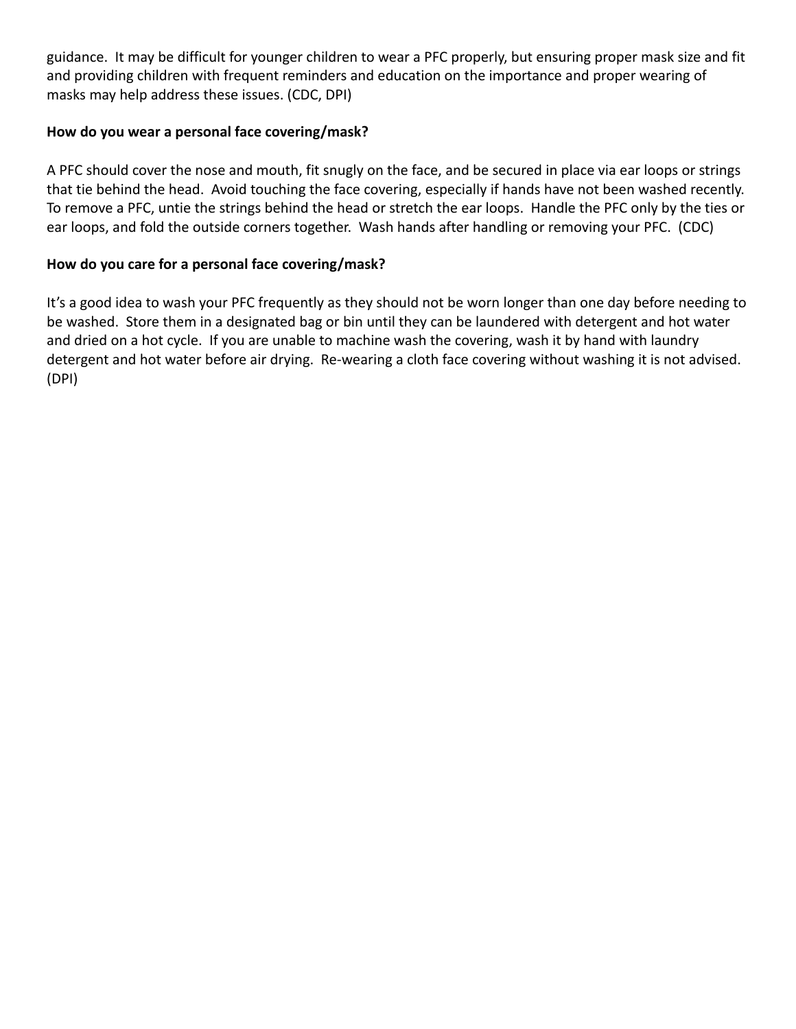guidance.  It may be difficult for younger children to wear a PFC properly, but ensuring proper mask size and fit and providing children with frequent reminders and education on the importance and proper wearing of masks may help address these issues. (CDC, DPI)

**How do you wear a personal face covering/mask?**

A PFC should cover the nose and mouth, fit snugly on the face, and be secured in place via ear loops or strings that tie behind the head.  Avoid touching the face covering, especially if hands have not been washed recently.  To remove a PFC, untie the strings behind the head or stretch the ear loops.  Handle the PFC only by the ties or ear loops, and fold the outside corners together.  Wash hands after handling or removing your PFC.  (CDC)

**How do you care for a personal face covering/mask?**

It's a good idea to wash your PFC frequently as they should not be worn longer than one day before needing to be washed.  Store them in a designated bag or bin until they can be laundered with detergent and hot water and dried on a hot cycle.  If you are unable to machine wash the covering, wash it by hand with laundry detergent and hot water before air drying.  Re-wearing a cloth face covering without washing it is not advised. (DPI)